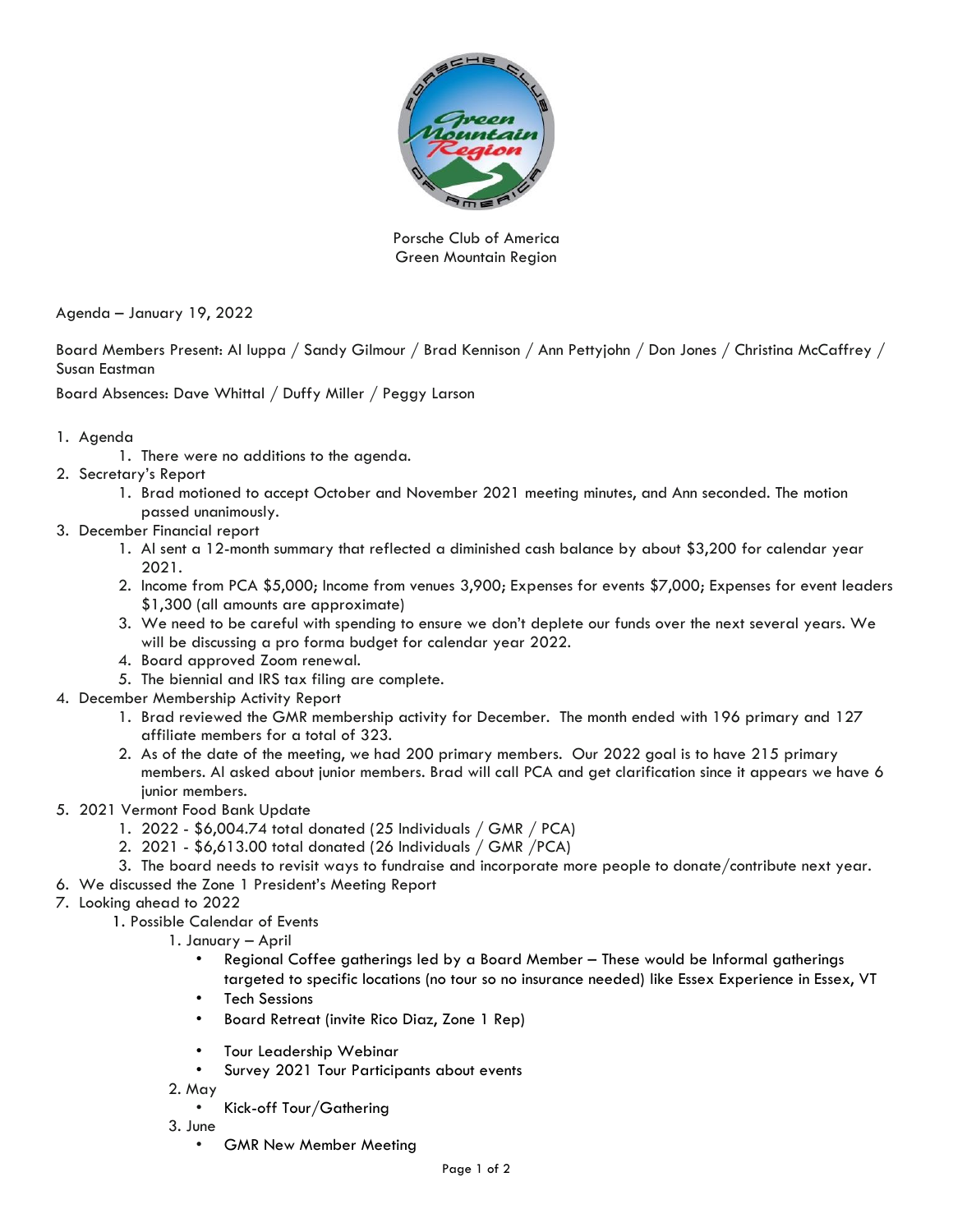Porsche Club of America
Green Mountain Region

Agenda – January 19, 2022

Board Members Present: Al Iuppa / Sandy Gilmour / Brad Kennison / Ann Pettyjohn / Don Jones / Christina McCaffrey / Susan Eastman

Board Absences: Dave Whittal / Duffy Miller / Peggy Larson

1. Agenda
    1. There were no additions to the agenda.
2. Secretary's Report
    1. Brad motioned to accept October and November 2021 meeting minutes, and Ann seconded. The motion passed unanimously.
3. December Financial report
    1. Al sent a 12-month summary that reflected a diminished cash balance by about $3,200 for calendar year 2021.
    2. Income from PCA $5,000; Income from venues 3,900; Expenses for events $7,000; Expenses for event leaders $1,300 (all amounts are approximate)
    3. We need to be careful with spending to ensure we don't deplete our funds over the next several years. We will be discussing a pro forma budget for calendar year 2022.
    4. Board approved Zoom renewal.
    5. The biennial and IRS tax filing are complete.
4. December Membership Activity Report
    1. Brad reviewed the GMR membership activity for December. The month ended with 196 primary and 127 affiliate members for a total of 323.
    2. As of the date of the meeting, we had 200 primary members. Our 2022 goal is to have 215 primary members. Al asked about junior members. Brad will call PCA and get clarification since it appears we have 6 junior members.
5. 2021 Vermont Food Bank Update
    1. 2022 - $6,004.74 total donated (25 Individuals / GMR / PCA)
    2. 2021 - $6,613.00 total donated (26 Individuals / GMR /PCA)
    3. The board needs to revisit ways to fundraise and incorporate more people to donate/contribute next year.
6. We discussed the Zone 1 President's Meeting Report
7. Looking ahead to 2022
    1. Possible Calendar of Events
        1. January – April
            - Regional Coffee gatherings led by a Board Member – These would be Informal gatherings targeted to specific locations (no tour so no insurance needed) like Essex Experience in Essex, VT
            - Tech Sessions
            - Board Retreat (invite Rico Diaz, Zone 1 Rep)
            - Tour Leadership Webinar
            - Survey 2021 Tour Participants about events
        2. May
            - Kick-off Tour/Gathering
        3. June
            - GMR New Member Meeting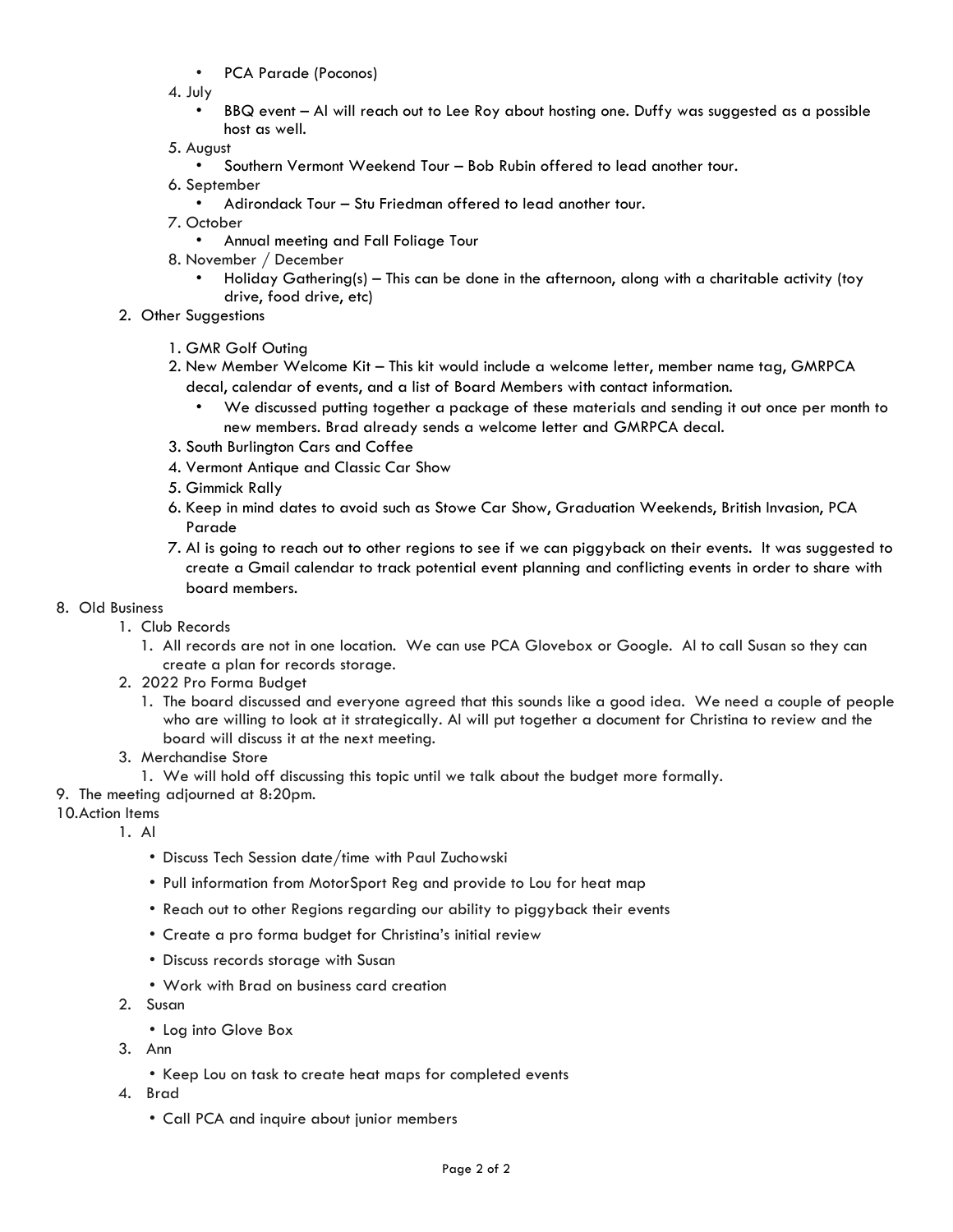- PCA Parade (Poconos)

4. July
    - BBQ event – Al will reach out to Lee Roy about hosting one. Duffy was suggested as a possible host as well.
5. August
    - Southern Vermont Weekend Tour – Bob Rubin offered to lead another tour.
6. September
    - Adirondack Tour – Stu Friedman offered to lead another tour.
7. October
    - Annual meeting and Fall Foliage Tour
8. November / December
    - Holiday Gathering(s) – This can be done in the afternoon, along with a charitable activity (toy drive, food drive, etc)

2. Other Suggestions

    1. GMR Golf Outing
    2. New Member Welcome Kit – This kit would include a welcome letter, member name tag, GMRPCA decal, calendar of events, and a list of Board Members with contact information.
        - We discussed putting together a package of these materials and sending it out once per month to new members. Brad already sends a welcome letter and GMRPCA decal.
    3. South Burlington Cars and Coffee
    4. Vermont Antique and Classic Car Show
    5. Gimmick Rally
    6. Keep in mind dates to avoid such as Stowe Car Show, Graduation Weekends, British Invasion, PCA Parade
    7. Al is going to reach out to other regions to see if we can piggyback on their events. It was suggested to create a Gmail calendar to track potential event planning and conflicting events in order to share with board members.

8. Old Business
    1. Club Records
        1. All records are not in one location. We can use PCA Glovebox or Google. Al to call Susan so they can create a plan for records storage.
    2. 2022 Pro Forma Budget
        1. The board discussed and everyone agreed that this sounds like a good idea. We need a couple of people who are willing to look at it strategically. Al will put together a document for Christina to review and the board will discuss it at the next meeting.
    3. Merchandise Store
        1. We will hold off discussing this topic until we talk about the budget more formally.
9. The meeting adjourned at 8:20pm.
10. Action Items
    1. Al
        - Discuss Tech Session date/time with Paul Zuchowski
        - Pull information from MotorSport Reg and provide to Lou for heat map
        - Reach out to other Regions regarding our ability to piggyback their events
        - Create a pro forma budget for Christina's initial review
        - Discuss records storage with Susan
        - Work with Brad on business card creation
    2. Susan
        - Log into Glove Box
    3. Ann
        - Keep Lou on task to create heat maps for completed events
    4. Brad
        - Call PCA and inquire about junior members